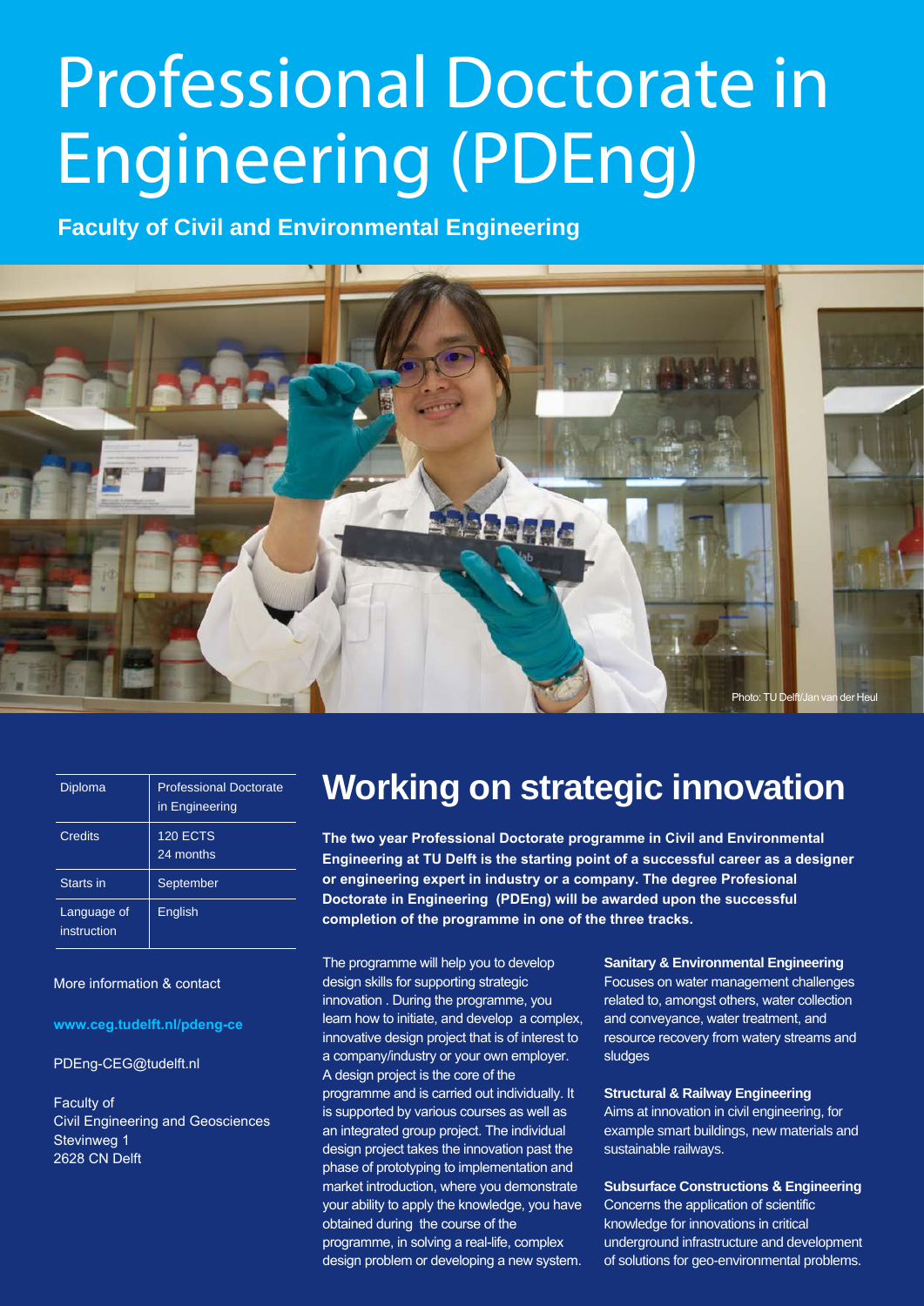# Professional Doctorate in Engineering (PDEng)

**Faculty of Civil and Environmental Engineering**

Photo: TU Delft/Jan van der Heul

| Diploma | Professional Doctorate in Engineering |
|---|---|
| Credits | 120 ECTS 24 months |
| Starts in | September |
| Language of instruction | English |

More information & contact

**www.ceg.tudelft.nl/pdeng-ce**

PDEng-CEG@tudelft.nl

Faculty of
Civil Engineering and Geosciences
Stevinweg 1
2628 CN Delft

## Working on strategic innovation

**The two year Professional Doctorate programme in Civil and Environmental Engineering at TU Delft is the starting point of a successful career as a designer or engineering expert in industry or a company. The degree Profesional Doctorate in Engineering (PDEng) will be awarded upon the successful completion of the programme in one of the three tracks.**

The programme will help you to develop design skills for supporting strategic innovation . During the programme, you learn how to initiate, and develop a complex, innovative design project that is of interest to a company/industry or your own employer. A design project is the core of the programme and is carried out individually. It is supported by various courses as well as an integrated group project. The individual design project takes the innovation past the phase of prototyping to implementation and market introduction, where you demonstrate your ability to apply the knowledge, you have obtained during the course of the programme, in solving a real-life, complex design problem or developing a new system.

**Sanitary & Environmental Engineering**
Focuses on water management challenges related to, amongst others, water collection and conveyance, water treatment, and resource recovery from watery streams and sludges

**Structural & Railway Engineering**
Aims at innovation in civil engineering, for example smart buildings, new materials and sustainable railways.

**Subsurface Constructions & Engineering**
Concerns the application of scientific knowledge for innovations in critical underground infrastructure and development of solutions for geo-environmental problems.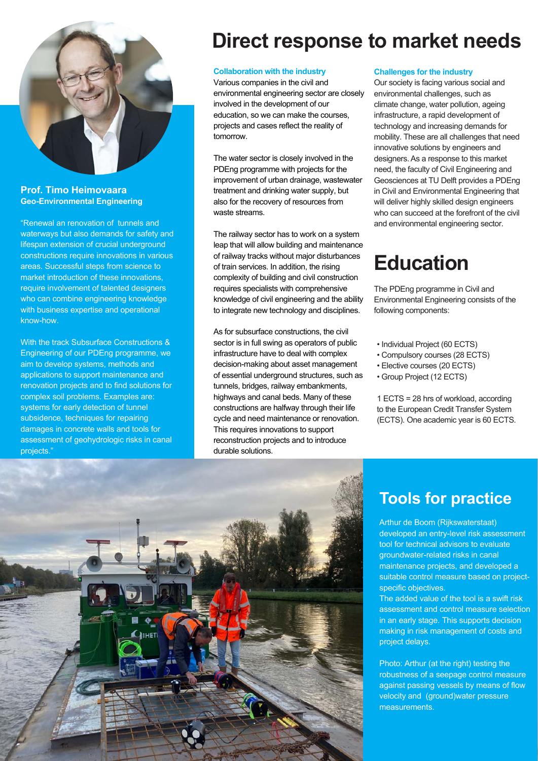# Direct response to market needs

**Prof. Timo Heimovaara**
**Geo-Environmental Engineering**

"Renewal an renovation of tunnels and waterways but also demands for safety and lifespan extension of crucial underground constructions require innovations in various areas. Successful steps from science to market introduction of these innovations, require involvement of talented designers who can combine engineering knowledge with business expertise and operational know-how.

With the track Subsurface Constructions & Engineering of our PDEng programme, we aim to develop systems, methods and applications to support maintenance and renovation projects and to find solutions for complex soil problems. Examples are: systems for early detection of tunnel subsidence, techniques for repairing damages in concrete walls and tools for assessment of geohydrologic risks in canal projects."

### Collaboration with the industry

Various companies in the civil and environmental engineering sector are closely involved in the development of our education, so we can make the courses, projects and cases reflect the reality of tomorrow.

The water sector is closely involved in the PDEng programme with projects for the improvement of urban drainage, wastewater treatment and drinking water supply, but also for the recovery of resources from waste streams.

The railway sector has to work on a system leap that will allow building and maintenance of railway tracks without major disturbances of train services. In addition, the rising complexity of building and civil construction requires specialists with comprehensive knowledge of civil engineering and the ability to integrate new technology and disciplines.

As for subsurface constructions, the civil sector is in full swing as operators of public infrastructure have to deal with complex decision-making about asset management of essential underground structures, such as tunnels, bridges, railway embankments, highways and canal beds. Many of these constructions are halfway through their life cycle and need maintenance or renovation. This requires innovations to support reconstruction projects and to introduce durable solutions.

### Challenges for the industry

Our society is facing various social and environmental challenges, such as climate change, water pollution, ageing infrastructure, a rapid development of technology and increasing demands for mobility. These are all challenges that need innovative solutions by engineers and designers. As a response to this market need, the faculty of Civil Engineering and Geosciences at TU Delft provides a PDEng in Civil and Environmental Engineering that will deliver highly skilled design engineers who can succeed at the forefront of the civil and environmental engineering sector.

# Education

The PDEng programme in Civil and Environmental Engineering consists of the following components:

- Individual Project (60 ECTS)
- Compulsory courses (28 ECTS)
- Elective courses (20 ECTS)
- Group Project (12 ECTS)

1 ECTS = 28 hrs of workload, according to the European Credit Transfer System (ECTS). One academic year is 60 ECTS.

## Tools for practice

Arthur de Boom (Rijkswaterstaat) developed an entry-level risk assessment tool for technical advisors to evaluate groundwater-related risks in canal maintenance projects, and developed a suitable control measure based on project-specific objectives.
The added value of the tool is a swift risk assessment and control measure selection in an early stage. This supports decision making in risk management of costs and project delays.

Photo: Arthur (at the right) testing the robustness of a seepage control measure against passing vessels by means of flow velocity and (ground)water pressure measurements.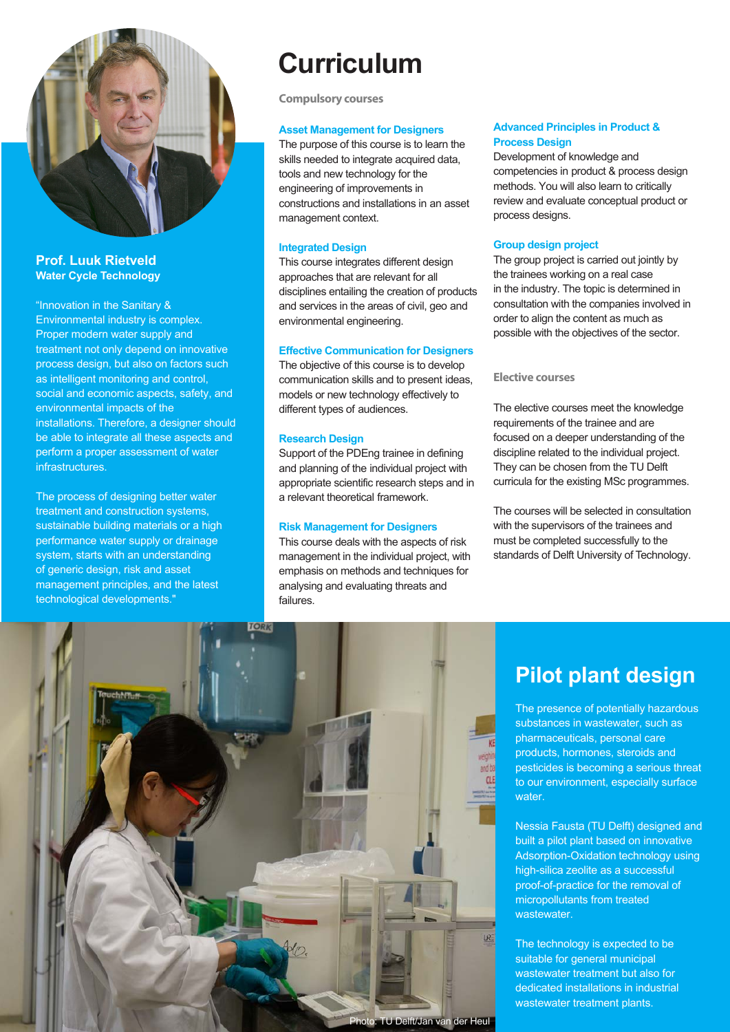**Prof. Luuk Rietveld**
**Water Cycle Technology**

"Innovation in the Sanitary & Environmental industry is complex. Proper modern water supply and treatment not only depend on innovative process design, but also on factors such as intelligent monitoring and control, social and economic aspects, safety, and environmental impacts of the installations. Therefore, a designer should be able to integrate all these aspects and perform a proper assessment of water infrastructures.

The process of designing better water treatment and construction systems, sustainable building materials or a high performance water supply or drainage system, starts with an understanding of generic design, risk and asset management principles, and the latest technological developments."

# Curriculum

## Compulsory courses

### Asset Management for Designers

The purpose of this course is to learn the skills needed to integrate acquired data, tools and new technology for the engineering of improvements in constructions and installations in an asset management context.

### Integrated Design

This course integrates different design approaches that are relevant for all disciplines entailing the creation of products and services in the areas of civil, geo and environmental engineering.

### Effective Communication for Designers

The objective of this course is to develop communication skills and to present ideas, models or new technology effectively to different types of audiences.

### Research Design

Support of the PDEng trainee in defining and planning of the individual project with appropriate scientific research steps and in a relevant theoretical framework.

### Risk Management for Designers

This course deals with the aspects of risk management in the individual project, with emphasis on methods and techniques for analysing and evaluating threats and failures.

### Advanced Principles in Product & Process Design

Development of knowledge and competencies in product & process design methods. You will also learn to critically review and evaluate conceptual product or process designs.

### Group design project

The group project is carried out jointly by the trainees working on a real case in the industry. The topic is determined in consultation with the companies involved in order to align the content as much as possible with the objectives of the sector.

## Elective courses

The elective courses meet the knowledge requirements of the trainee and are focused on a deeper understanding of the discipline related to the individual project. They can be chosen from the TU Delft curricula for the existing MSc programmes.

The courses will be selected in consultation with the supervisors of the trainees and must be completed successfully to the standards of Delft University of Technology.

Photo: TU Delft/Jan van der Heul

# Pilot plant design

The presence of potentially hazardous substances in wastewater, such as pharmaceuticals, personal care products, hormones, steroids and pesticides is becoming a serious threat to our environment, especially surface water.

Nessia Fausta (TU Delft) designed and built a pilot plant based on innovative Adsorption-Oxidation technology using high-silica zeolite as a successful proof-of-practice for the removal of micropollutants from treated wastewater.

The technology is expected to be suitable for general municipal wastewater treatment but also for dedicated installations in industrial wastewater treatment plants.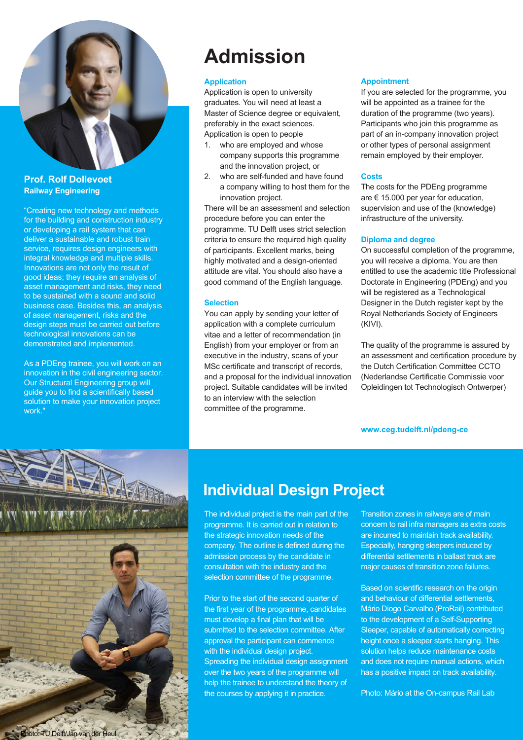**Prof. Rolf Dollevoet**
**Railway Engineering**

"Creating new technology and methods for the building and construction industry or developing a rail system that can deliver a sustainable and robust train service, requires design engineers with integral knowledge and multiple skills. Innovations are not only the result of good ideas; they require an analysis of asset management and risks, they need to be sustained with a sound and solid business case. Besides this, an analysis of asset management, risks and the design steps must be carried out before technological innovations can be demonstrated and implemented.

As a PDEng trainee, you will work on an innovation in the civil engineering sector. Our Structural Engineering group will guide you to find a scientifically based solution to make your innovation project work."

# Admission

### Application

Application is open to university graduates. You will need at least a Master of Science degree or equivalent, preferably in the exact sciences. Application is open to people

1. who are employed and whose company supports this programme and the innovation project, or
2. who are self-funded and have found a company willing to host them for the innovation project.

There will be an assessment and selection procedure before you can enter the programme. TU Delft uses strict selection criteria to ensure the required high quality of participants. Excellent marks, being highly motivated and a design-oriented attitude are vital. You should also have a good command of the English language.

### Selection

You can apply by sending your letter of application with a complete curriculum vitae and a letter of recommendation (in English) from your employer or from an executive in the industry, scans of your MSc certificate and transcript of records, and a proposal for the individual innovation project. Suitable candidates will be invited to an interview with the selection committee of the programme.

### Appointment

If you are selected for the programme, you will be appointed as a trainee for the duration of the programme (two years). Participants who join this programme as part of an in-company innovation project or other types of personal assignment remain employed by their employer.

### Costs

The costs for the PDEng programme are € 15.000 per year for education, supervision and use of the (knowledge) infrastructure of the university.

### Diploma and degree

On successful completion of the programme, you will receive a diploma. You are then entitled to use the academic title Professional Doctorate in Engineering (PDEng) and you will be registered as a Technological Designer in the Dutch register kept by the Royal Netherlands Society of Engineers (KIVI).

The quality of the programme is assured by an assessment and certification procedure by the Dutch Certification Committee CCTO (Nederlandse Certificatie Commissie voor Opleidingen tot Technologisch Ontwerper)

**www.ceg.tudelft.nl/pdeng-ce**

Photo: TU Delft/Jan van der Heul

# Individual Design Project

The individual project is the main part of the programme. It is carried out in relation to the strategic innovation needs of the company. The outline is defined during the admission process by the candidate in consultation with the industry and the selection committee of the programme.

Prior to the start of the second quarter of the first year of the programme, candidates must develop a final plan that will be submitted to the selection committee. After approval the participant can commence with the individual design project. Spreading the individual design assignment over the two years of the programme will help the trainee to understand the theory of the courses by applying it in practice.

Transition zones in railways are of main concern to rail infra managers as extra costs are incurred to maintain track availability. Especially, hanging sleepers induced by differential settlements in ballast track are major causes of transition zone failures.

Based on scientific research on the origin and behaviour of differential settlements, Mário Diogo Carvalho (ProRail) contributed to the development of a Self-Supporting Sleeper, capable of automatically correcting height once a sleeper starts hanging. This solution helps reduce maintenance costs and does not require manual actions, which has a positive impact on track availability.

Photo: Mário at the On-campus Rail Lab